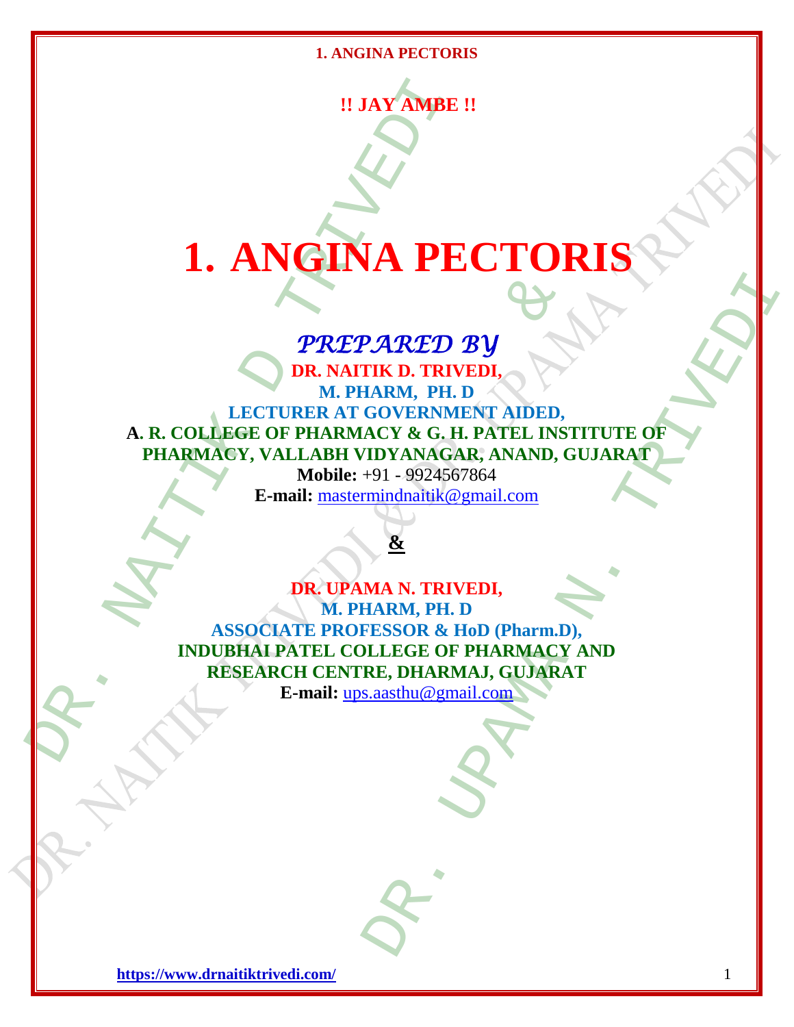**!! JAY AMBE !!**

# 1. ANGINA PECTORIS

***PREPARED BY***

**DR. NAITIK D. TRIVEDI,**
**M. PHARM, PH. D**
**LECTURER AT GOVERNMENT AIDED,**
**A. R. COLLEGE OF PHARMACY & G. H. PATEL INSTITUTE OF PHARMACY, VALLABH VIDYANAGAR, ANAND, GUJARAT**
**Mobile:** +91 - 9924567864
**E-mail:** mastermindnaitik@gmail.com

**&**

**DR. UPAMA N. TRIVEDI,**
**M. PHARM, PH. D**
**ASSOCIATE PROFESSOR & HoD (Pharm.D),**
**INDUBHAI PATEL COLLEGE OF PHARMACY AND RESEARCH CENTRE, DHARMAJ, GUJARAT**
**E-mail:** ups.aasthu@gmail.com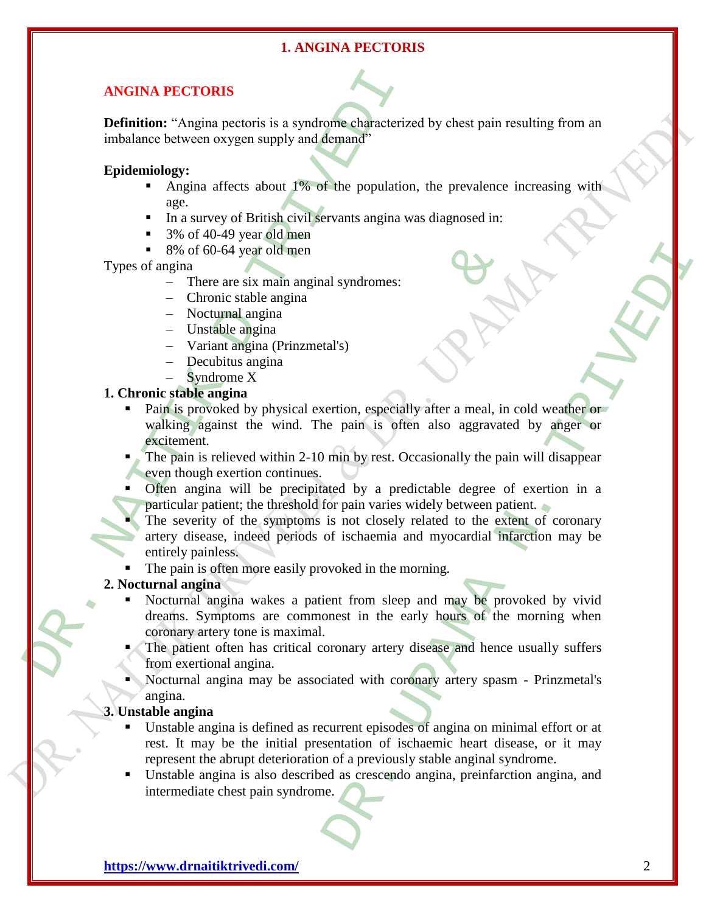# 1. ANGINA PECTORIS

## ANGINA PECTORIS

**Definition:** "Angina pectoris is a syndrome characterized by chest pain resulting from an imbalance between oxygen supply and demand"

**Epidemiology:**

- Angina affects about 1% of the population, the prevalence increasing with age.
- In a survey of British civil servants angina was diagnosed in:
- 3% of 40-49 year old men
- 8% of 60-64 year old men

Types of angina

- There are six main anginal syndromes:
- Chronic stable angina
- Nocturnal angina
- Unstable angina
- Variant angina (Prinzmetal's)
- Decubitus angina
- Syndrome X

**1. Chronic stable angina**

- Pain is provoked by physical exertion, especially after a meal, in cold weather or walking against the wind. The pain is often also aggravated by anger or excitement.
- The pain is relieved within 2-10 min by rest. Occasionally the pain will disappear even though exertion continues.
- Often angina will be precipitated by a predictable degree of exertion in a particular patient; the threshold for pain varies widely between patient.
- The severity of the symptoms is not closely related to the extent of coronary artery disease, indeed periods of ischaemia and myocardial infarction may be entirely painless.
- The pain is often more easily provoked in the morning.

**2. Nocturnal angina**

- Nocturnal angina wakes a patient from sleep and may be provoked by vivid dreams. Symptoms are commonest in the early hours of the morning when coronary artery tone is maximal.
- The patient often has critical coronary artery disease and hence usually suffers from exertional angina.
- Nocturnal angina may be associated with coronary artery spasm - Prinzmetal's angina.

**3. Unstable angina**

- Unstable angina is defined as recurrent episodes of angina on minimal effort or at rest. It may be the initial presentation of ischaemic heart disease, or it may represent the abrupt deterioration of a previously stable anginal syndrome.
- Unstable angina is also described as crescendo angina, preinfarction angina, and intermediate chest pain syndrome.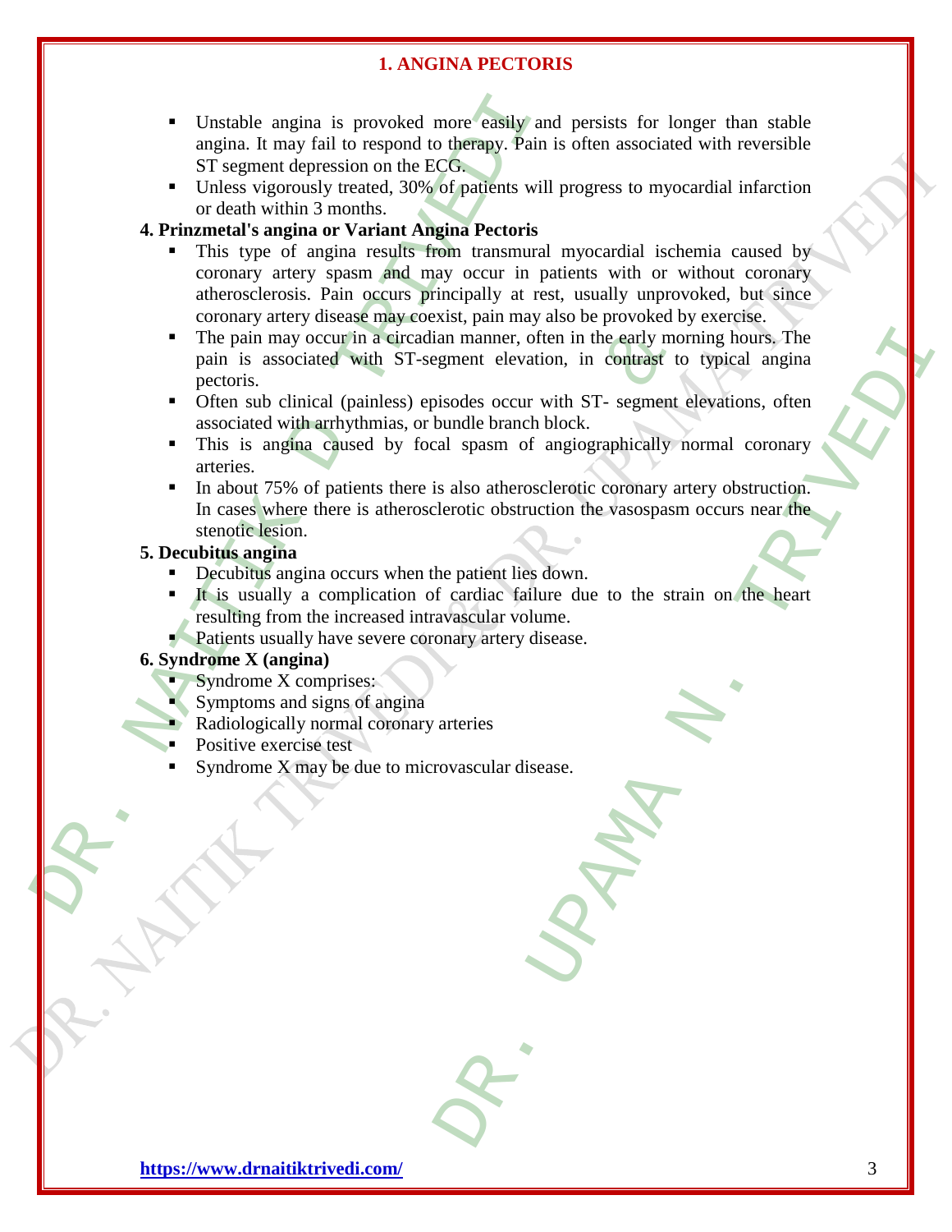## 1. ANGINA PECTORIS

- Unstable angina is provoked more easily and persists for longer than stable angina. It may fail to respond to therapy. Pain is often associated with reversible ST segment depression on the ECG.
- Unless vigorously treated, 30% of patients will progress to myocardial infarction or death within 3 months.

**4. Prinzmetal's angina or Variant Angina Pectoris**

- This type of angina results from transmural myocardial ischemia caused by coronary artery spasm and may occur in patients with or without coronary atherosclerosis. Pain occurs principally at rest, usually unprovoked, but since coronary artery disease may coexist, pain may also be provoked by exercise.
- The pain may occur in a circadian manner, often in the early morning hours. The pain is associated with ST-segment elevation, in contrast to typical angina pectoris.
- Often sub clinical (painless) episodes occur with ST- segment elevations, often associated with arrhythmias, or bundle branch block.
- This is angina caused by focal spasm of angiographically normal coronary arteries.
- In about 75% of patients there is also atherosclerotic coronary artery obstruction. In cases where there is atherosclerotic obstruction the vasospasm occurs near the stenotic lesion.

**5. Decubitus angina**

- Decubitus angina occurs when the patient lies down.
- It is usually a complication of cardiac failure due to the strain on the heart resulting from the increased intravascular volume.
- Patients usually have severe coronary artery disease.

**6. Syndrome X (angina)**

- Syndrome X comprises:
- Symptoms and signs of angina
- Radiologically normal coronary arteries
- Positive exercise test
- Syndrome X may be due to microvascular disease.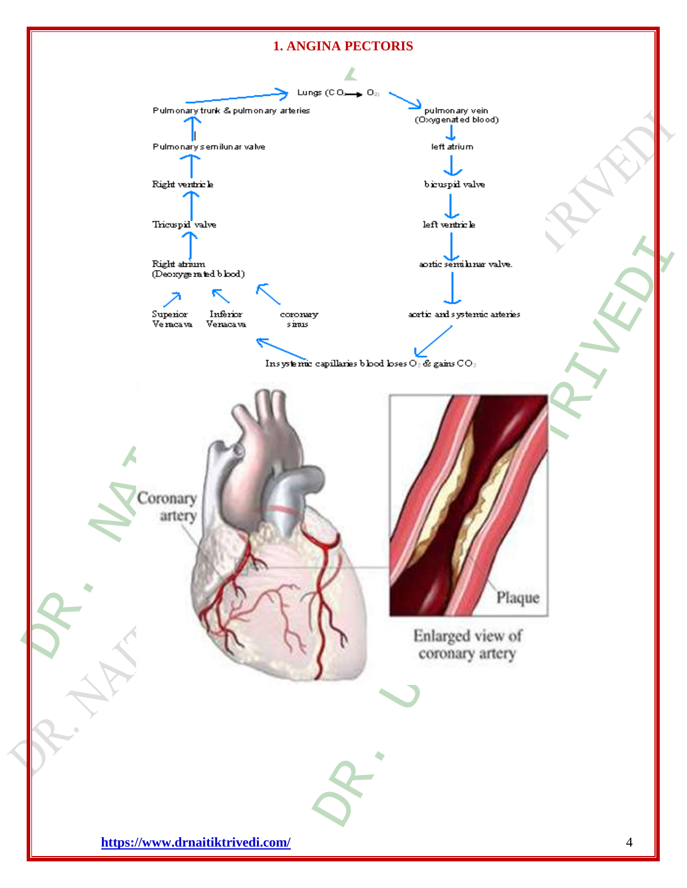## 1. ANGINA PECTORIS

Lungs ($CO_2 \rightarrow O_2$)

pulmonary vein (Oxygenated blood)

left atrium

bicuspid valve

left ventricle

aortic semilunar valve.

aortic and systemic arteries

In systemic capillaries blood loses $O_2$ & gains $CO_2$

Superior Veracava

Inferior Venacava

coronary sinus

Right atrium (Deoxygenated blood)

Tricuspid valve

Right ventricle

Pulmonary semilunar valve

Pulmonary trunk & pulmonary arteries

Coronary artery

Plaque

Enlarged view of coronary artery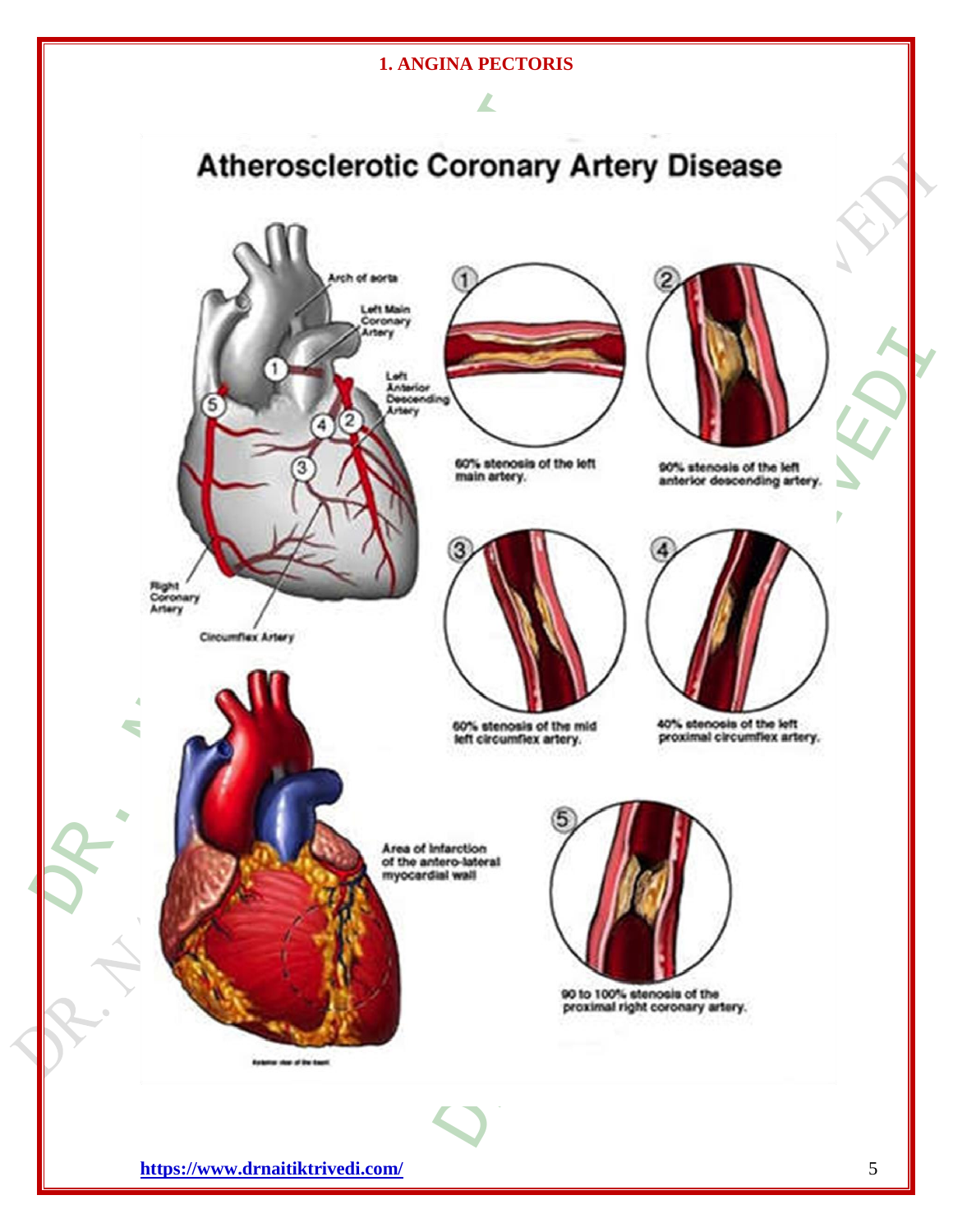# 1. ANGINA PECTORIS

## Atherosclerotic Coronary Artery Disease

Arch of aorta

Left Main Coronary Artery

Left Anterior Descending Artery

Right Coronary Artery

Circumflex Artery

1. 60% stenosis of the left main artery.
2. 90% stenosis of the left anterior descending artery.
3. 60% stenosis of the mid left circumflex artery.
4. 40% stenosis of the left proximal circumflex artery.
5. 90 to 100% stenosis of the proximal right coronary artery.

Area of infarction of the antero-lateral myocardial wall

Anterior view of the heart

https://www.drnaitiktrivedi.com/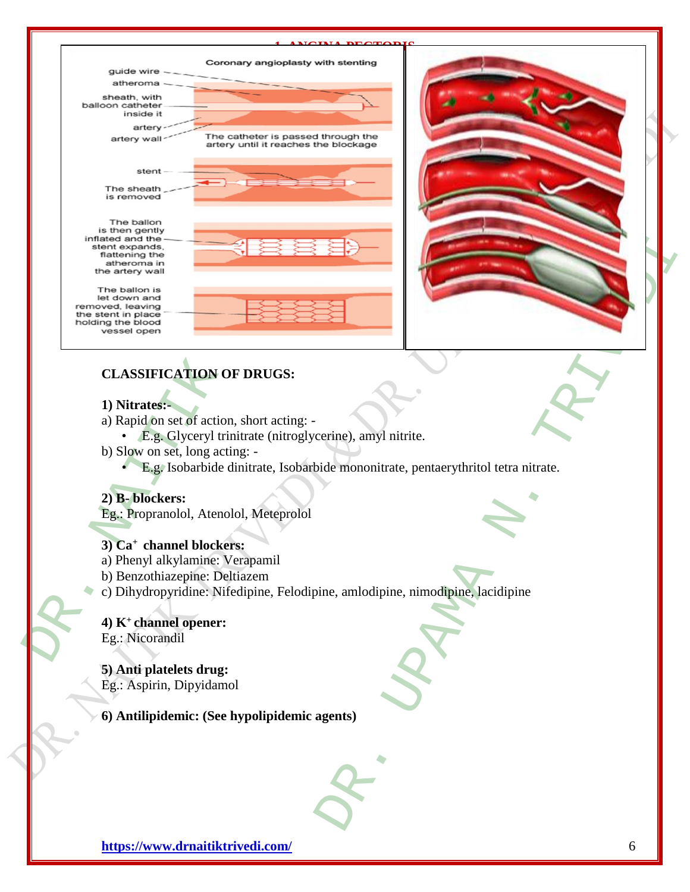## CLASSIFICATION OF DRUGS:

**1) Nitrates:-**

a) Rapid on set of action, short acting: -

- E.g. Glyceryl trinitrate (nitroglycerine), amyl nitrite.

b) Slow on set, long acting: -

- E.g. Isobarbide dinitrate, Isobarbide mononitrate, pentaerythritol tetra nitrate.

**2) B- blockers:**

Eg.: Propranolol, Atenolol, Meteprolol

**3) $Ca^{+}$ channel blockers:**

a) Phenyl alkylamine: Verapamil

b) Benzothiazepine: Deltiazem

c) Dihydropyridine: Nifedipine, Felodipine, amlodipine, nimodipine, lacidipine

**4) $K^{+}$ channel opener:**

Eg.: Nicorandil

**5) Anti platelets drug:**

Eg.: Aspirin, Dipyidamol

**6) Antilipidemic: (See hypolipidemic agents)**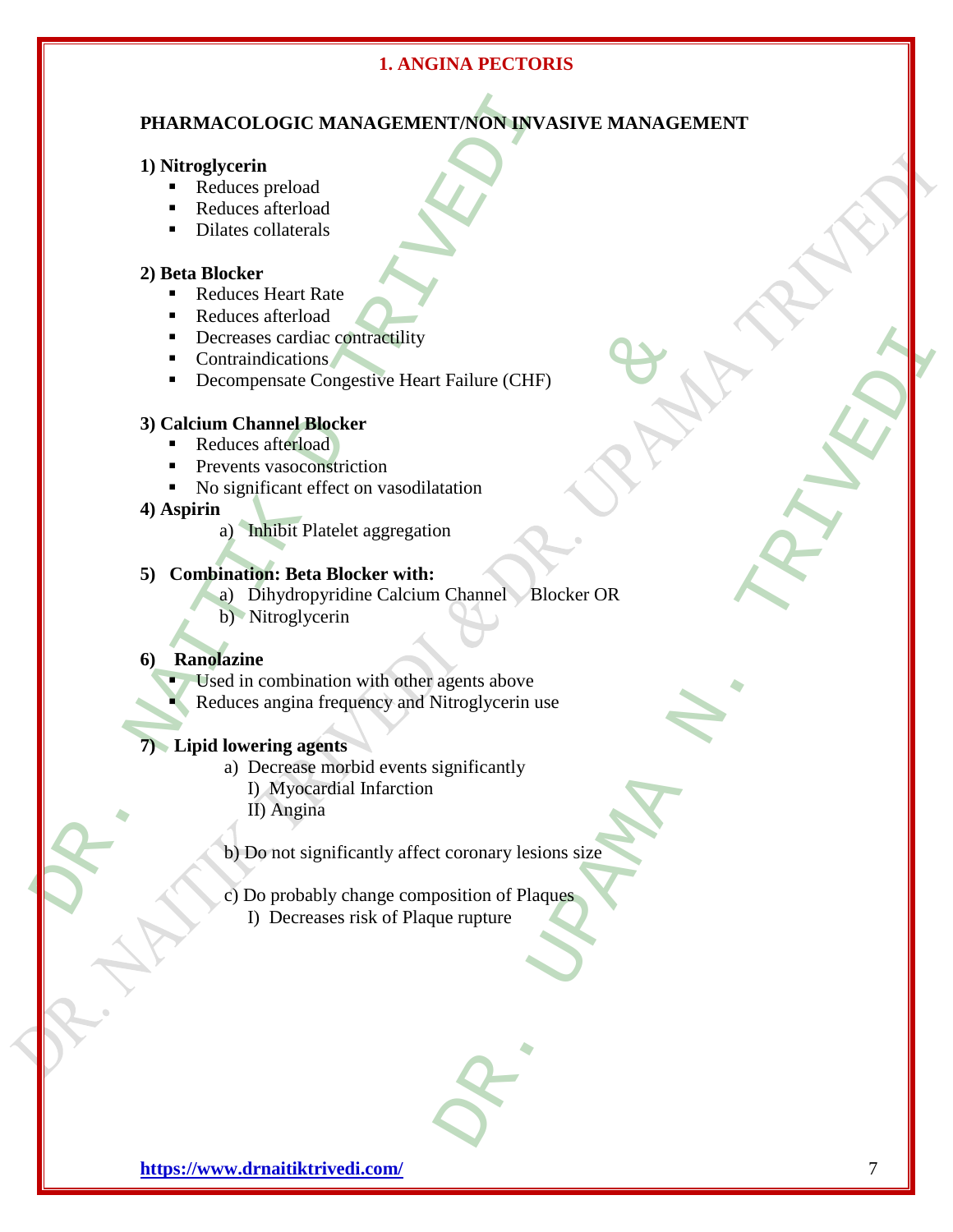# 1. ANGINA PECTORIS

## PHARMACOLOGIC MANAGEMENT/NON INVASIVE MANAGEMENT

**1) Nitroglycerin**

- Reduces preload
- Reduces afterload
- Dilates collaterals

**2) Beta Blocker**

- Reduces Heart Rate
- Reduces afterload
- Decreases cardiac contractility
- Contraindications
- Decompensate Congestive Heart Failure (CHF)

**3) Calcium Channel Blocker**

- Reduces afterload
- Prevents vasoconstriction
- No significant effect on vasodilatation

**4) Aspirin**

a) Inhibit Platelet aggregation

**5) Combination: Beta Blocker with:**

a) Dihydropyridine Calcium Channel Blocker OR
b) Nitroglycerin

**6) Ranolazine**

- Used in combination with other agents above
- Reduces angina frequency and Nitroglycerin use

**7) Lipid lowering agents**

a) Decrease morbid events significantly
   I) Myocardial Infarction
   II) Angina

b) Do not significantly affect coronary lesions size

c) Do probably change composition of Plaques
   I) Decreases risk of Plaque rupture

https://www.drnaitiktrivedi.com/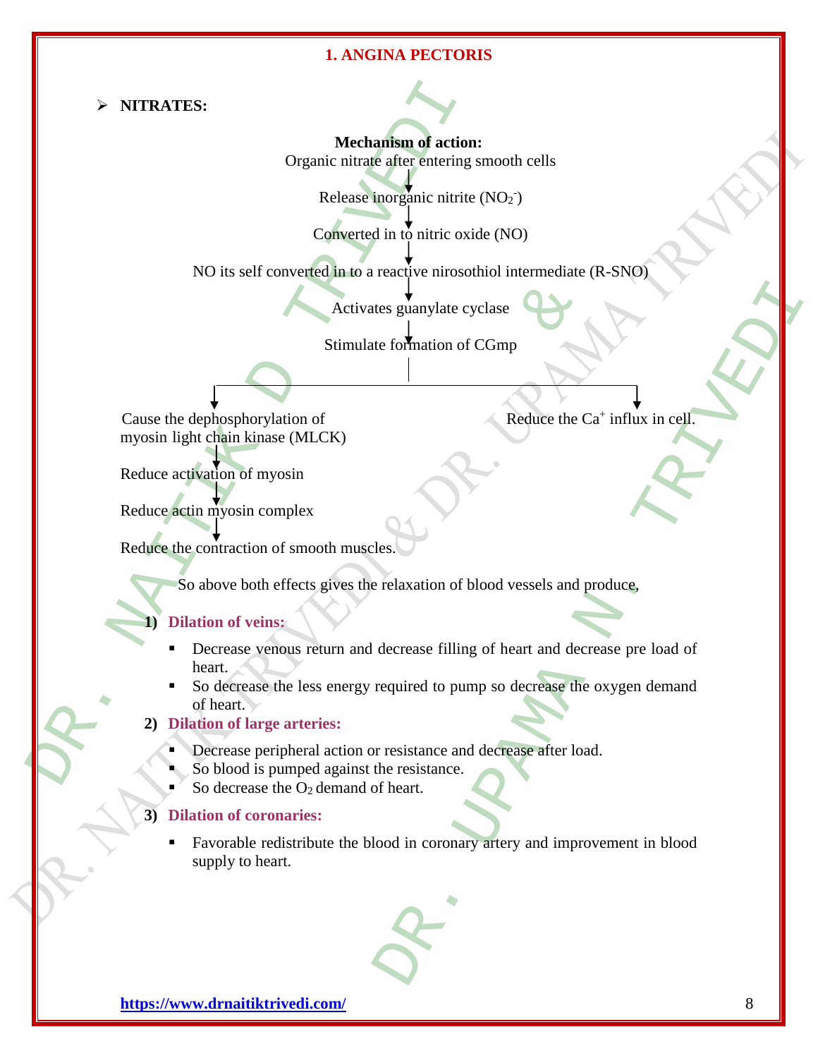## 1. ANGINA PECTORIS

- **NITRATES:**

**Mechanism of action:**

Organic nitrate after entering smooth cells

↓

Release inorganic nitrite ($NO_2^-$)

↓

Converted in to nitric oxide (NO)

↓

NO its self converted in to a reactive nirosothiol intermediate (R-SNO)

↓

Activates guanylate cyclase

↓

Stimulate formation of CGmp

↓ (branches into two)

**Branch 1:**

Cause the dephosphorylation of myosin light chain kinase (MLCK)

↓

Reduce activation of myosin

↓

Reduce actin myosin complex

↓

Reduce the contraction of smooth muscles.

**Branch 2:**

Reduce the $Ca^+$ influx in cell.

So above both effects gives the relaxation of blood vessels and produce,

1) **Dilation of veins:**
   - Decrease venous return and decrease filling of heart and decrease pre load of heart.
   - So decrease the less energy required to pump so decrease the oxygen demand of heart.
2) **Dilation of large arteries:**
   - Decrease peripheral action or resistance and decrease after load.
   - So blood is pumped against the resistance.
   - So decrease the $O_2$ demand of heart.
3) **Dilation of coronaries:**
   - Favorable redistribute the blood in coronary artery and improvement in blood supply to heart.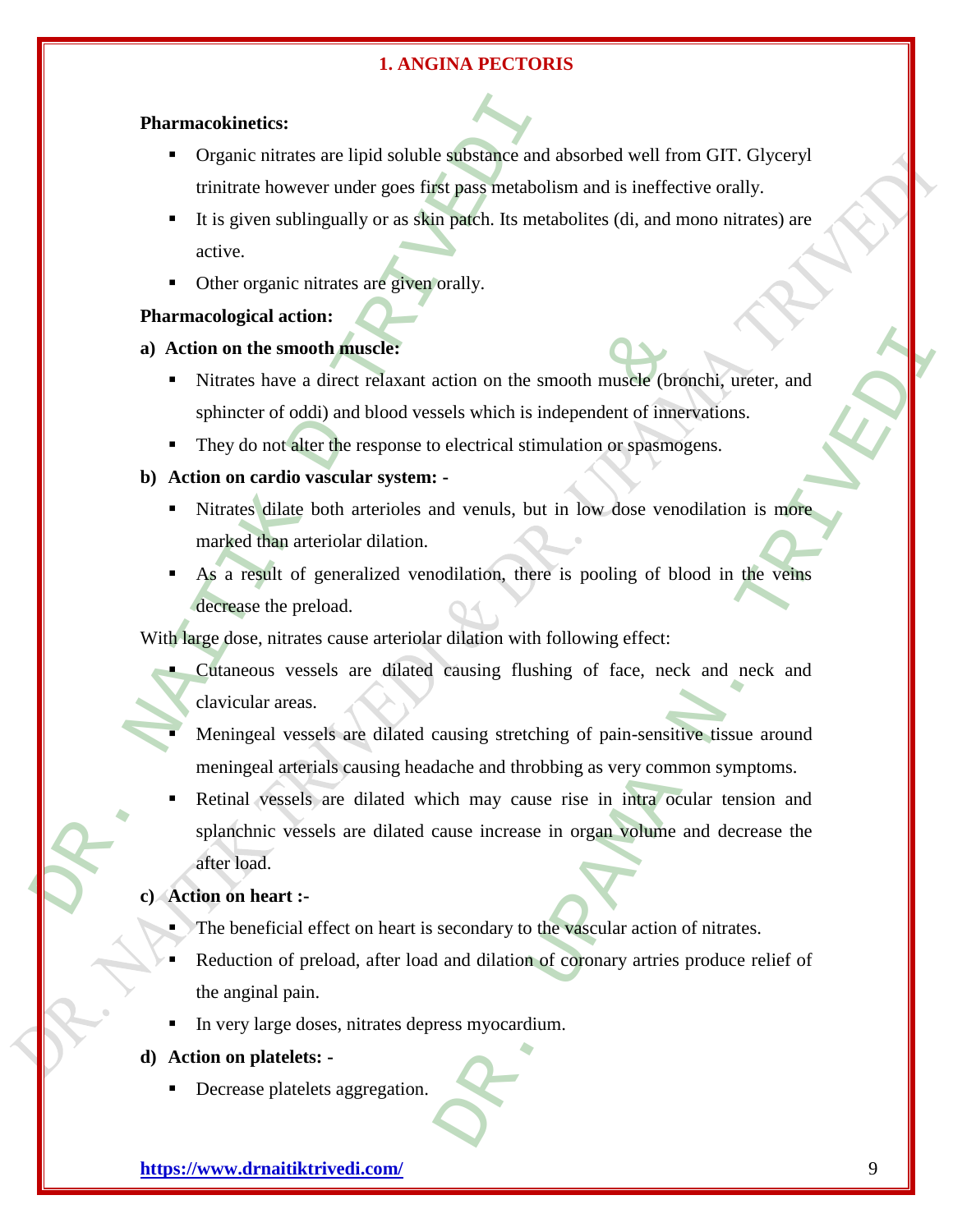**Pharmacokinetics:**

- Organic nitrates are lipid soluble substance and absorbed well from GIT. Glyceryl trinitrate however under goes first pass metabolism and is ineffective orally.
- It is given sublingually or as skin patch. Its metabolites (di, and mono nitrates) are active.
- Other organic nitrates are given orally.

**Pharmacological action:**

**a) Action on the smooth muscle:**

- Nitrates have a direct relaxant action on the smooth muscle (bronchi, ureter, and sphincter of oddi) and blood vessels which is independent of innervations.
- They do not alter the response to electrical stimulation or spasmogens.

**b) Action on cardio vascular system: -**

- Nitrates dilate both arterioles and venuls, but in low dose venodilation is more marked than arteriolar dilation.
- As a result of generalized venodilation, there is pooling of blood in the veins decrease the preload.

With large dose, nitrates cause arteriolar dilation with following effect:

- Cutaneous vessels are dilated causing flushing of face, neck and neck and clavicular areas.
- Meningeal vessels are dilated causing stretching of pain-sensitive tissue around meningeal arterials causing headache and throbbing as very common symptoms.
- Retinal vessels are dilated which may cause rise in intra ocular tension and splanchnic vessels are dilated cause increase in organ volume and decrease the after load.

**c) Action on heart :-**

- The beneficial effect on heart is secondary to the vascular action of nitrates.
- Reduction of preload, after load and dilation of coronary artries produce relief of the anginal pain.
- In very large doses, nitrates depress myocardium.

**d) Action on platelets: -**

- Decrease platelets aggregation.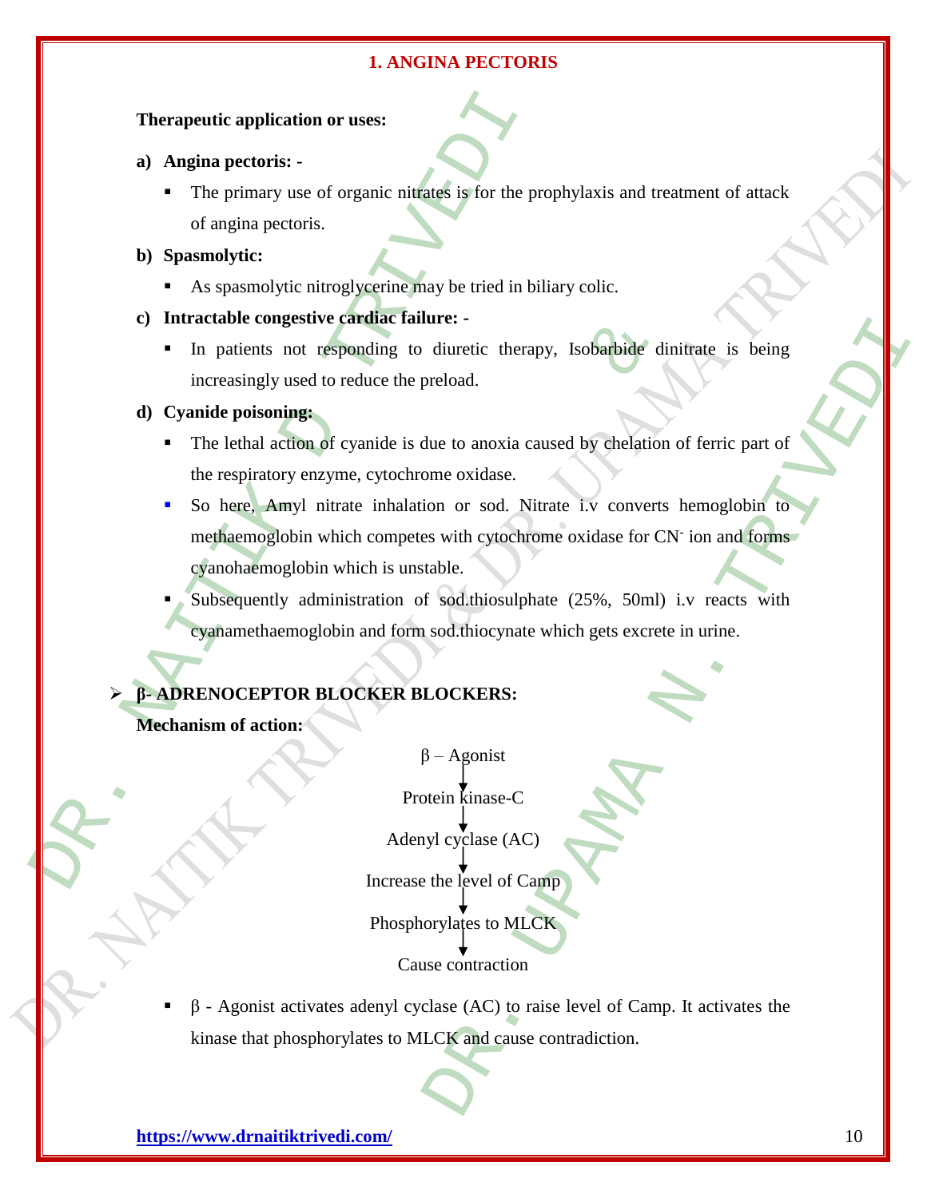## 1. ANGINA PECTORIS

**Therapeutic application or uses:**

**a) Angina pectoris: -**

- The primary use of organic nitrates is for the prophylaxis and treatment of attack of angina pectoris.

**b) Spasmolytic:**

- As spasmolytic nitroglycerine may be tried in biliary colic.

**c) Intractable congestive cardiac failure: -**

- In patients not responding to diuretic therapy, Isobarbide dinitrate is being increasingly used to reduce the preload.

**d) Cyanide poisoning:**

- The lethal action of cyanide is due to anoxia caused by chelation of ferric part of the respiratory enzyme, cytochrome oxidase.
- So here, Amyl nitrate inhalation or sod. Nitrate i.v converts hemoglobin to methaemoglobin which competes with cytochrome oxidase for $CN^-$ ion and forms cyanohaemoglobin which is unstable.
- Subsequently administration of sod.thiosulphate (25%, 50ml) i.v reacts with cyanamethaemoglobin and form sod.thiocynate which gets excrete in urine.

- **β- ADRENOCEPTOR BLOCKER BLOCKERS:**

**Mechanism of action:**

β – Agonist
↓
Protein kinase-C
↓
Adenyl cyclase (AC)
↓
Increase the level of Camp
↓
Phosphorylates to MLCK
↓
Cause contraction

- β - Agonist activates adenyl cyclase (AC) to raise level of Camp. It activates the kinase that phosphorylates to MLCK and cause contradiction.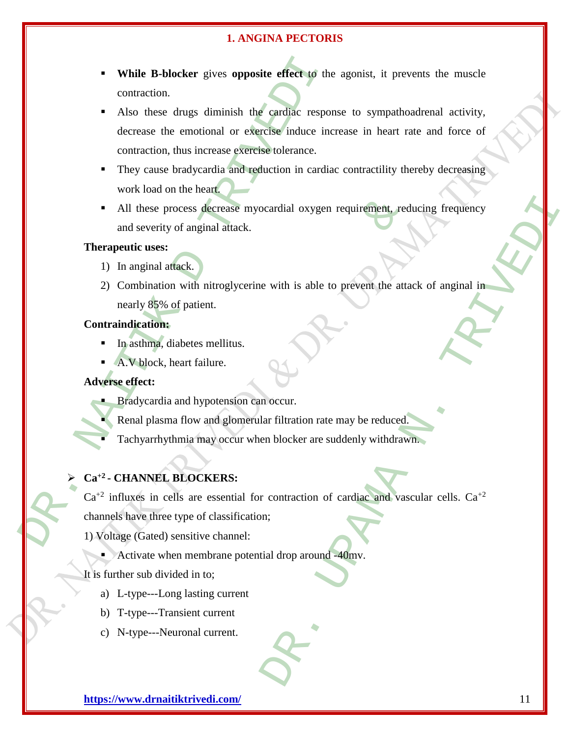- **While B-blocker** gives **opposite effect** to the agonist, it prevents the muscle contraction.
- Also these drugs diminish the cardiac response to sympathoadrenal activity, decrease the emotional or exercise induce increase in heart rate and force of contraction, thus increase exercise tolerance.
- They cause bradycardia and reduction in cardiac contractility thereby decreasing work load on the heart.
- All these process decrease myocardial oxygen requirement, reducing frequency and severity of anginal attack.

**Therapeutic uses:**

1) In anginal attack.
2) Combination with nitroglycerine with is able to prevent the attack of anginal in nearly 85% of patient.

**Contraindication:**

- In asthma, diabetes mellitus.
- A.V block, heart failure.

**Adverse effect:**

- Bradycardia and hypotension can occur.
- Renal plasma flow and glomerular filtration rate may be reduced.
- Tachyarrhythmia may occur when blocker are suddenly withdrawn.

## $Ca^{+2}$ - CHANNEL BLOCKERS:

$Ca^{+2}$ influxes in cells are essential for contraction of cardiac and vascular cells. $Ca^{+2}$ channels have three type of classification;

1) Voltage (Gated) sensitive channel:

- Activate when membrane potential drop around -40mv.

It is further sub divided in to;

a) L-type---Long lasting current
b) T-type---Transient current
c) N-type---Neuronal current.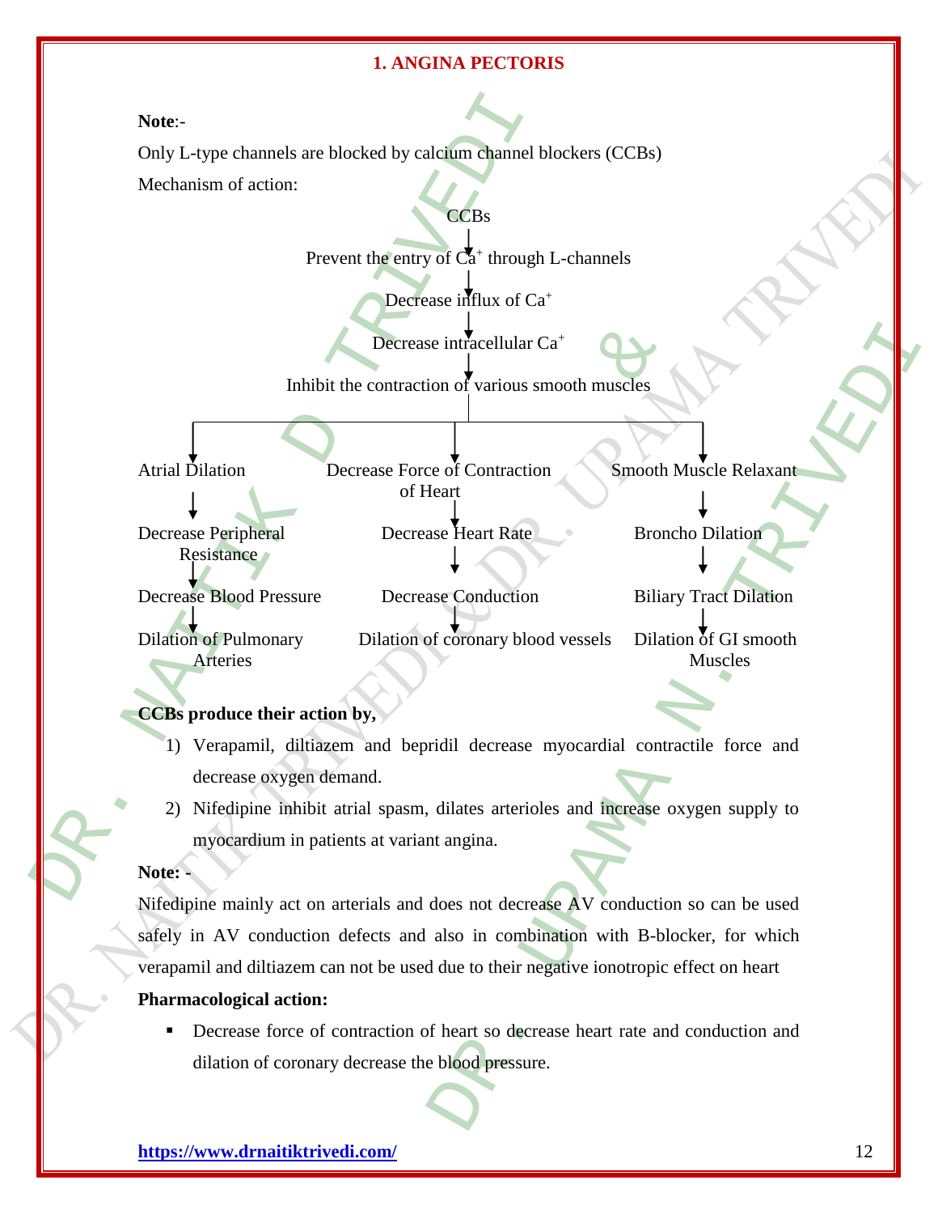## 1. ANGINA PECTORIS

**Note**:-

Only L-type channels are blocked by calcium channel blockers (CCBs)

Mechanism of action:

CCBs

↓

Prevent the entry of $Ca^+$ through L-channels

↓

Decrease influx of $Ca^+$

↓

Decrease intracellular $Ca^+$

↓

Inhibit the contraction of various smooth muscles

| | | |
|---|---|---|
| Atrial Dilation | Decrease Force of Contraction of Heart | Smooth Muscle Relaxant |
| ↓ | ↓ | ↓ |
| Decrease Peripheral Resistance | Decrease Heart Rate | Broncho Dilation |
| ↓ | ↓ | ↓ |
| Decrease Blood Pressure | Decrease Conduction | Biliary Tract Dilation |
| ↓ | ↓ | ↓ |
| Dilation of Pulmonary Arteries | Dilation of coronary blood vessels | Dilation of GI smooth Muscles |

**CCBs produce their action by,**

1) Verapamil, diltiazem and bepridil decrease myocardial contractile force and decrease oxygen demand.
2) Nifedipine inhibit atrial spasm, dilates arterioles and increase oxygen supply to myocardium in patients at variant angina.

**Note: -**

Nifedipine mainly act on arterials and does not decrease AV conduction so can be used safely in AV conduction defects and also in combination with B-blocker, for which verapamil and diltiazem can not be used due to their negative ionotropic effect on heart

**Pharmacological action:**

- Decrease force of contraction of heart so decrease heart rate and conduction and dilation of coronary decrease the blood pressure.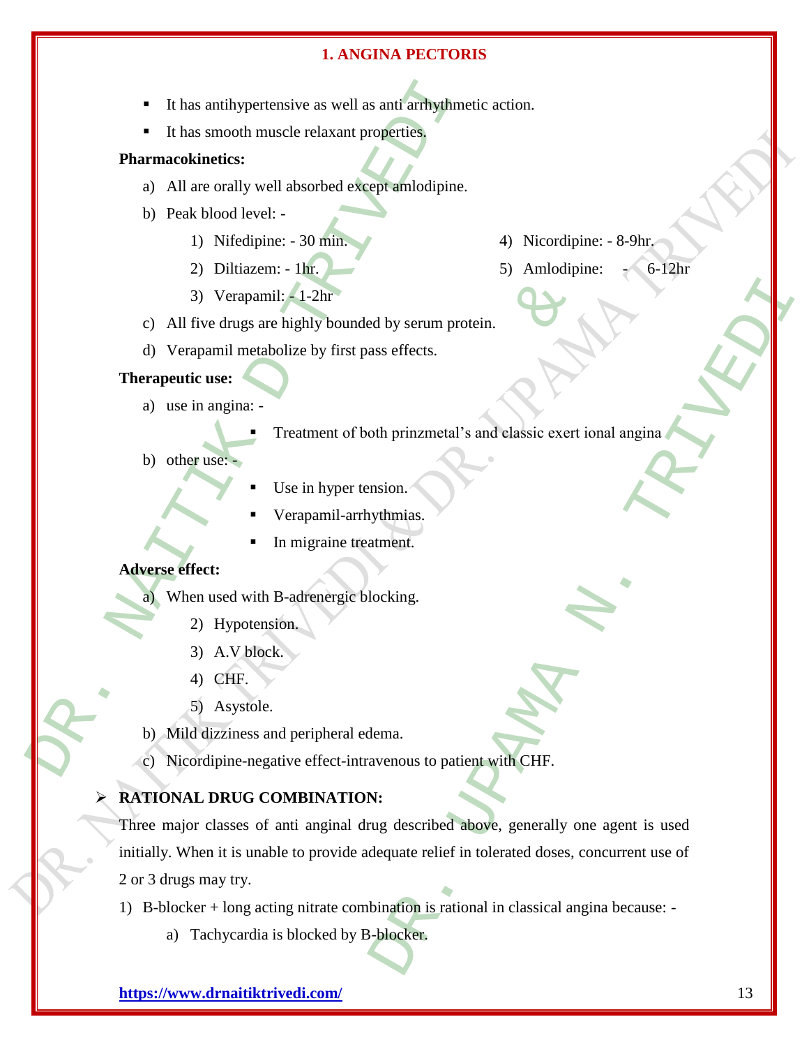- It has antihypertensive as well as anti arrhythmetic action.
- It has smooth muscle relaxant properties.

**Pharmacokinetics:**

a) All are orally well absorbed except amlodipine.

b) Peak blood level: -

1) Nifedipine: - 30 min.
2) Diltiazem: - 1hr.
3) Verapamil: - 1-2hr
4) Nicordipine: - 8-9hr.
5) Amlodipine: - 6-12hr

c) All five drugs are highly bounded by serum protein.

d) Verapamil metabolize by first pass effects.

**Therapeutic use:**

a) use in angina: -

- Treatment of both prinzmetal's and classic exert ional angina

b) other use: -

- Use in hyper tension.
- Verapamil-arrhythmias.
- In migraine treatment.

**Adverse effect:**

a) When used with B-adrenergic blocking.

2) Hypotension.
3) A.V block.
4) CHF.
5) Asystole.

b) Mild dizziness and peripheral edema.

c) Nicordipine-negative effect-intravenous to patient with CHF.

- **RATIONAL DRUG COMBINATION:**

Three major classes of anti anginal drug described above, generally one agent is used initially. When it is unable to provide adequate relief in tolerated doses, concurrent use of 2 or 3 drugs may try.

1) B-blocker + long acting nitrate combination is rational in classical angina because: -

a) Tachycardia is blocked by B-blocker.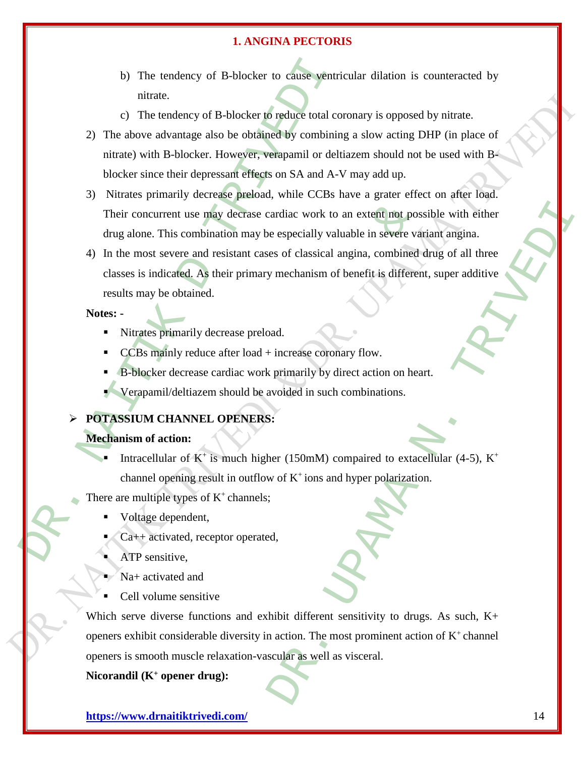b) The tendency of B-blocker to cause ventricular dilation is counteracted by nitrate.

c) The tendency of B-blocker to reduce total coronary is opposed by nitrate.

2) The above advantage also be obtained by combining a slow acting DHP (in place of nitrate) with B-blocker. However, verapamil or deltiazem should not be used with B-blocker since their depressant effects on SA and A-V may add up.

3) Nitrates primarily decrease preload, while CCBs have a grater effect on after load. Their concurrent use may decrase cardiac work to an extent not possible with either drug alone. This combination may be especially valuable in severe variant angina.

4) In the most severe and resistant cases of classical angina, combined drug of all three classes is indicated. As their primary mechanism of benefit is different, super additive results may be obtained.

**Notes: -**

- Nitrates primarily decrease preload.
- CCBs mainly reduce after load + increase coronary flow.
- B-blocker decrease cardiac work primarily by direct action on heart.
- Verapamil/deltiazem should be avoided in such combinations.

## POTASSIUM CHANNEL OPENERS:

**Mechanism of action:**

- Intracellular of $K^+$ is much higher (150mM) compaired to extacellular (4-5), $K^+$ channel opening result in outflow of $K^+$ ions and hyper polarization.

There are multiple types of $K^+$ channels;

- Voltage dependent,
- Ca++ activated, receptor operated,
- ATP sensitive,
- Na+ activated and
- Cell volume sensitive

Which serve diverse functions and exhibit different sensitivity to drugs. As such, K+ openers exhibit considerable diversity in action. The most prominent action of $K^+$ channel openers is smooth muscle relaxation-vascular as well as visceral.

**Nicorandil ($K^+$ opener drug):**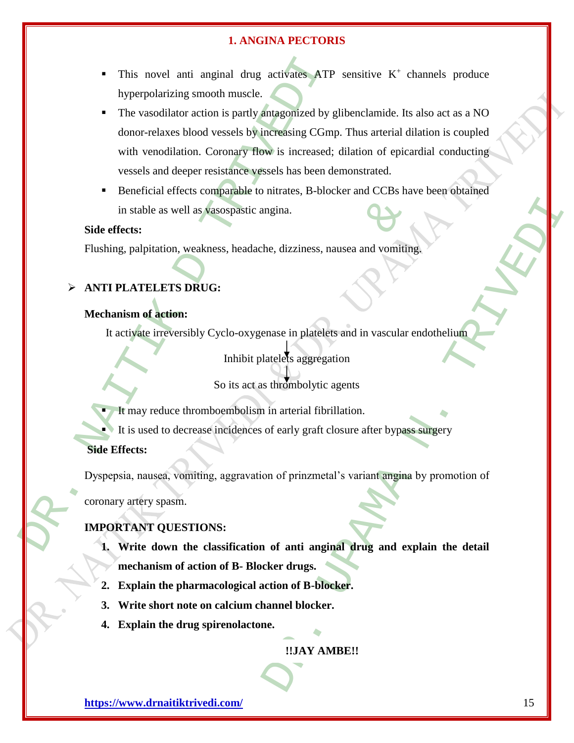# 1. ANGINA PECTORIS

- This novel anti anginal drug activates ATP sensitive $K^+$ channels produce hyperpolarizing smooth muscle.
- The vasodilator action is partly antagonized by glibenclamide. Its also act as a NO donor-relaxes blood vessels by increasing CGmp. Thus arterial dilation is coupled with venodilation. Coronary flow is increased; dilation of epicardial conducting vessels and deeper resistance vessels has been demonstrated.
- Beneficial effects comparable to nitrates, B-blocker and CCBs have been obtained in stable as well as vasospastic angina.

**Side effects:**

Flushing, palpitation, weakness, headache, dizziness, nausea and vomiting.

## ANTI PLATELETS DRUG:

**Mechanism of action:**

It activate irreversibly Cyclo-oxygenase in platelets and in vascular endothelium

↓

Inhibit platelets aggregation

↓

So its act as thrombolytic agents

- It may reduce thromboembolism in arterial fibrillation.
- It is used to decrease incidences of early graft closure after bypass surgery

**Side Effects:**

Dyspepsia, nausea, vomiting, aggravation of prinzmetal's variant angina by promotion of coronary artery spasm.

**IMPORTANT QUESTIONS:**

1. **Write down the classification of anti anginal drug and explain the detail mechanism of action of B- Blocker drugs.**
2. **Explain the pharmacological action of B-blocker.**
3. **Write short note on calcium channel blocker.**
4. **Explain the drug spirenolactone.**

**!!JAY AMBE!!**